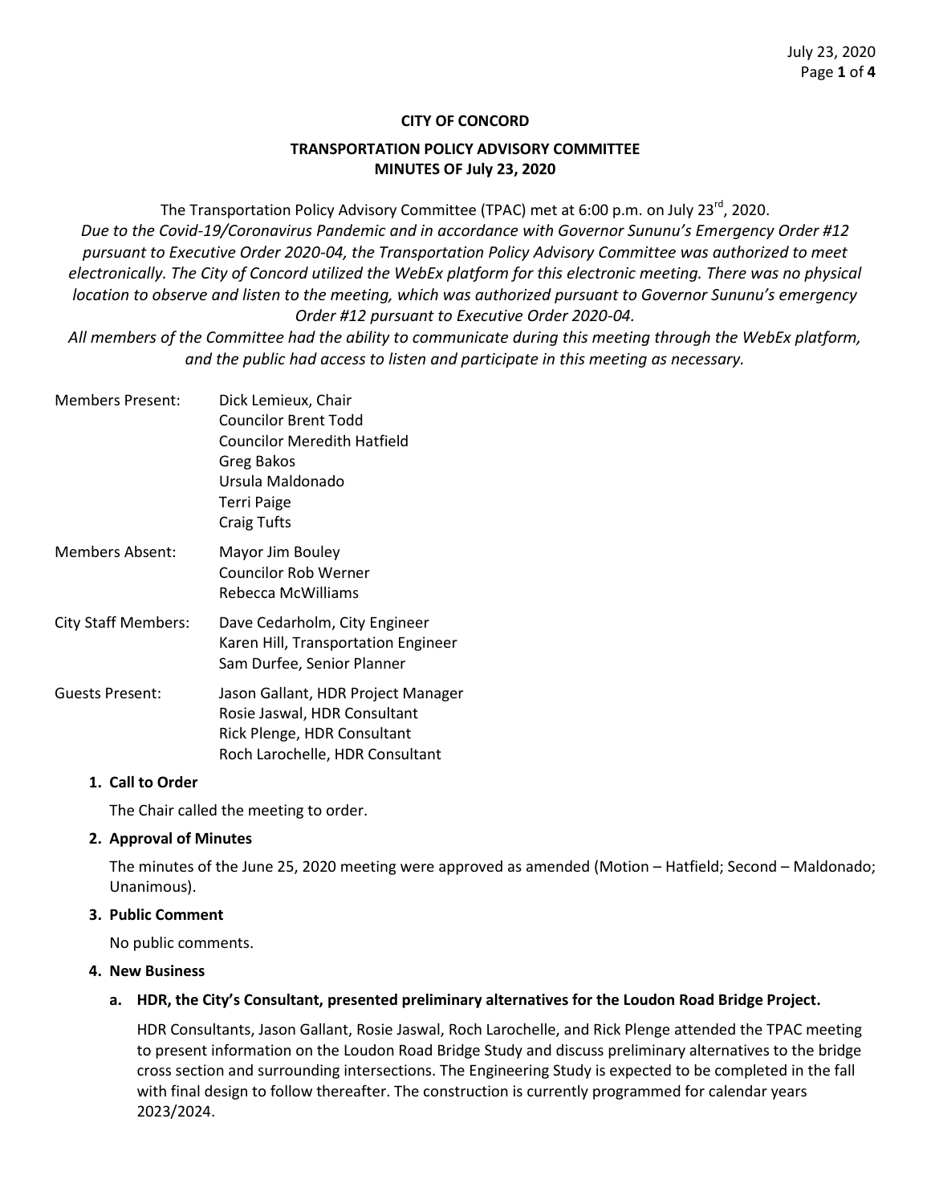**CITY OF CONCORD**

**TRANSPORTATION POLICY ADVISORY COMMITTEE**
**MINUTES OF July 23, 2020**

The Transportation Policy Advisory Committee (TPAC) met at 6:00 p.m. on July 23rd, 2020.
*Due to the Covid-19/Coronavirus Pandemic and in accordance with Governor Sununu's Emergency Order #12 pursuant to Executive Order 2020-04, the Transportation Policy Advisory Committee was authorized to meet electronically. The City of Concord utilized the WebEx platform for this electronic meeting. There was no physical location to observe and listen to the meeting, which was authorized pursuant to Governor Sununu's emergency Order #12 pursuant to Executive Order 2020-04.*
*All members of the Committee had the ability to communicate during this meeting through the WebEx platform, and the public had access to listen and participate in this meeting as necessary.*

Members Present: Dick Lemieux, Chair
Councilor Brent Todd
Councilor Meredith Hatfield
Greg Bakos
Ursula Maldonado
Terri Paige
Craig Tufts

Members Absent: Mayor Jim Bouley
Councilor Rob Werner
Rebecca McWilliams

City Staff Members: Dave Cedarholm, City Engineer
Karen Hill, Transportation Engineer
Sam Durfee, Senior Planner

Guests Present: Jason Gallant, HDR Project Manager
Rosie Jaswal, HDR Consultant
Rick Plenge, HDR Consultant
Roch Larochelle, HDR Consultant

**1. Call to Order**

The Chair called the meeting to order.

**2. Approval of Minutes**

The minutes of the June 25, 2020 meeting were approved as amended (Motion – Hatfield; Second – Maldonado; Unanimous).

**3. Public Comment**

No public comments.

**4. New Business**

**a. HDR, the City's Consultant, presented preliminary alternatives for the Loudon Road Bridge Project.**

HDR Consultants, Jason Gallant, Rosie Jaswal, Roch Larochelle, and Rick Plenge attended the TPAC meeting to present information on the Loudon Road Bridge Study and discuss preliminary alternatives to the bridge cross section and surrounding intersections. The Engineering Study is expected to be completed in the fall with final design to follow thereafter. The construction is currently programmed for calendar years 2023/2024.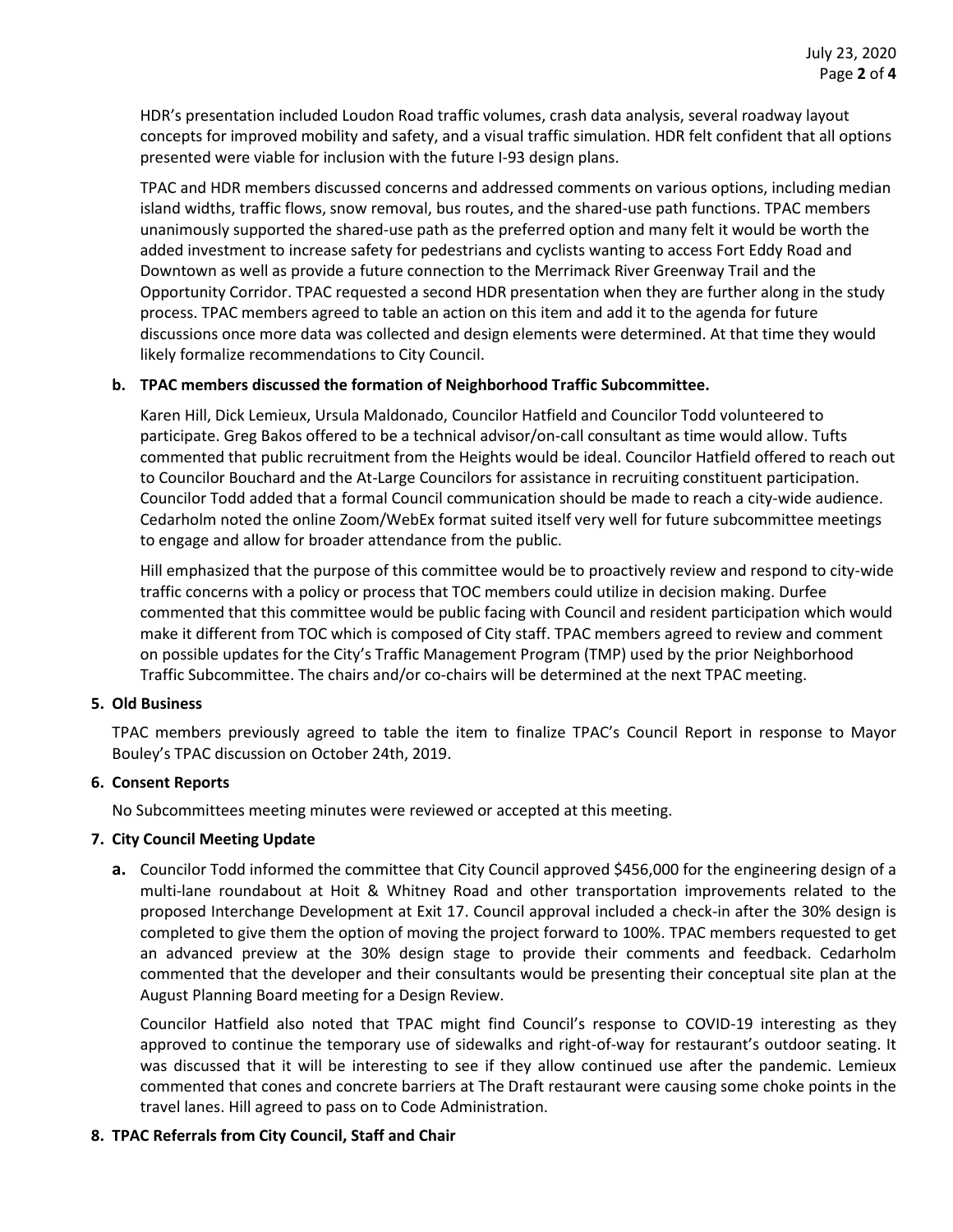HDR's presentation included Loudon Road traffic volumes, crash data analysis, several roadway layout concepts for improved mobility and safety, and a visual traffic simulation. HDR felt confident that all options presented were viable for inclusion with the future I-93 design plans.

TPAC and HDR members discussed concerns and addressed comments on various options, including median island widths, traffic flows, snow removal, bus routes, and the shared-use path functions. TPAC members unanimously supported the shared-use path as the preferred option and many felt it would be worth the added investment to increase safety for pedestrians and cyclists wanting to access Fort Eddy Road and Downtown as well as provide a future connection to the Merrimack River Greenway Trail and the Opportunity Corridor. TPAC requested a second HDR presentation when they are further along in the study process. TPAC members agreed to table an action on this item and add it to the agenda for future discussions once more data was collected and design elements were determined. At that time they would likely formalize recommendations to City Council.

**b. TPAC members discussed the formation of Neighborhood Traffic Subcommittee.**

Karen Hill, Dick Lemieux, Ursula Maldonado, Councilor Hatfield and Councilor Todd volunteered to participate. Greg Bakos offered to be a technical advisor/on-call consultant as time would allow. Tufts commented that public recruitment from the Heights would be ideal. Councilor Hatfield offered to reach out to Councilor Bouchard and the At-Large Councilors for assistance in recruiting constituent participation. Councilor Todd added that a formal Council communication should be made to reach a city-wide audience. Cedarholm noted the online Zoom/WebEx format suited itself very well for future subcommittee meetings to engage and allow for broader attendance from the public.

Hill emphasized that the purpose of this committee would be to proactively review and respond to city-wide traffic concerns with a policy or process that TOC members could utilize in decision making. Durfee commented that this committee would be public facing with Council and resident participation which would make it different from TOC which is composed of City staff. TPAC members agreed to review and comment on possible updates for the City's Traffic Management Program (TMP) used by the prior Neighborhood Traffic Subcommittee. The chairs and/or co-chairs will be determined at the next TPAC meeting.

**5. Old Business**

TPAC members previously agreed to table the item to finalize TPAC's Council Report in response to Mayor Bouley's TPAC discussion on October 24th, 2019.

**6. Consent Reports**

No Subcommittees meeting minutes were reviewed or accepted at this meeting.

**7. City Council Meeting Update**

**a.** Councilor Todd informed the committee that City Council approved $456,000 for the engineering design of a multi-lane roundabout at Hoit & Whitney Road and other transportation improvements related to the proposed Interchange Development at Exit 17. Council approval included a check-in after the 30% design is completed to give them the option of moving the project forward to 100%. TPAC members requested to get an advanced preview at the 30% design stage to provide their comments and feedback. Cedarholm commented that the developer and their consultants would be presenting their conceptual site plan at the August Planning Board meeting for a Design Review.

Councilor Hatfield also noted that TPAC might find Council's response to COVID-19 interesting as they approved to continue the temporary use of sidewalks and right-of-way for restaurant's outdoor seating. It was discussed that it will be interesting to see if they allow continued use after the pandemic. Lemieux commented that cones and concrete barriers at The Draft restaurant were causing some choke points in the travel lanes. Hill agreed to pass on to Code Administration.

**8. TPAC Referrals from City Council, Staff and Chair**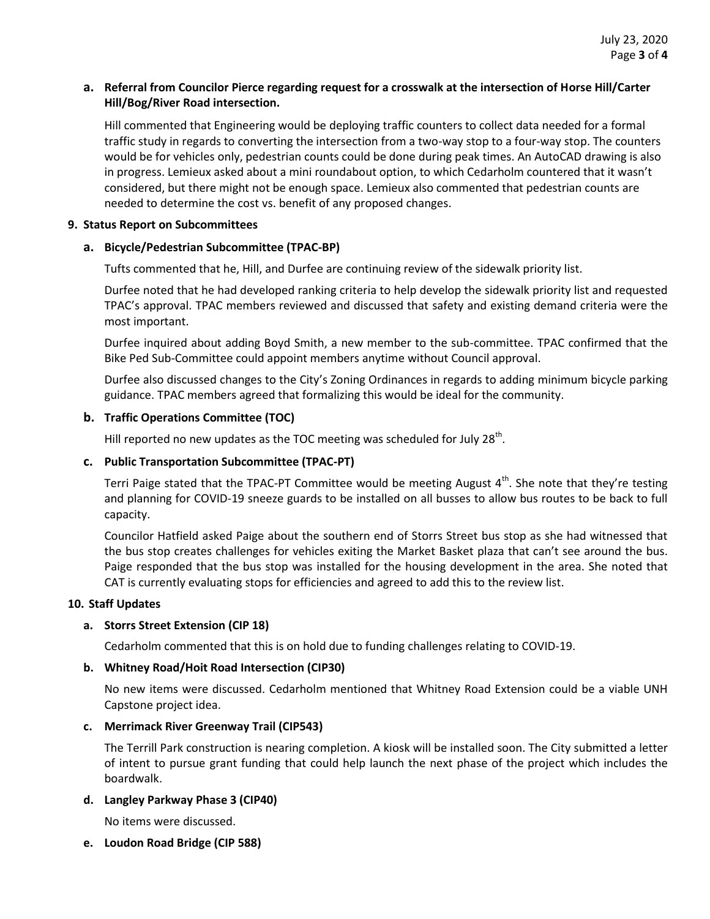**a. Referral from Councilor Pierce regarding request for a crosswalk at the intersection of Horse Hill/Carter Hill/Bog/River Road intersection.**

Hill commented that Engineering would be deploying traffic counters to collect data needed for a formal traffic study in regards to converting the intersection from a two-way stop to a four-way stop. The counters would be for vehicles only, pedestrian counts could be done during peak times. An AutoCAD drawing is also in progress. Lemieux asked about a mini roundabout option, to which Cedarholm countered that it wasn't considered, but there might not be enough space. Lemieux also commented that pedestrian counts are needed to determine the cost vs. benefit of any proposed changes.

**9. Status Report on Subcommittees**

**a. Bicycle/Pedestrian Subcommittee (TPAC-BP)**

Tufts commented that he, Hill, and Durfee are continuing review of the sidewalk priority list.

Durfee noted that he had developed ranking criteria to help develop the sidewalk priority list and requested TPAC's approval. TPAC members reviewed and discussed that safety and existing demand criteria were the most important.

Durfee inquired about adding Boyd Smith, a new member to the sub-committee. TPAC confirmed that the Bike Ped Sub-Committee could appoint members anytime without Council approval.

Durfee also discussed changes to the City's Zoning Ordinances in regards to adding minimum bicycle parking guidance. TPAC members agreed that formalizing this would be ideal for the community.

**b. Traffic Operations Committee (TOC)**

Hill reported no new updates as the TOC meeting was scheduled for July 28th.

**c. Public Transportation Subcommittee (TPAC-PT)**

Terri Paige stated that the TPAC-PT Committee would be meeting August 4th. She note that they're testing and planning for COVID-19 sneeze guards to be installed on all busses to allow bus routes to be back to full capacity.

Councilor Hatfield asked Paige about the southern end of Storrs Street bus stop as she had witnessed that the bus stop creates challenges for vehicles exiting the Market Basket plaza that can't see around the bus. Paige responded that the bus stop was installed for the housing development in the area. She noted that CAT is currently evaluating stops for efficiencies and agreed to add this to the review list.

**10. Staff Updates**

**a. Storrs Street Extension (CIP 18)**

Cedarholm commented that this is on hold due to funding challenges relating to COVID-19.

**b. Whitney Road/Hoit Road Intersection (CIP30)**

No new items were discussed. Cedarholm mentioned that Whitney Road Extension could be a viable UNH Capstone project idea.

**c. Merrimack River Greenway Trail (CIP543)**

The Terrill Park construction is nearing completion. A kiosk will be installed soon. The City submitted a letter of intent to pursue grant funding that could help launch the next phase of the project which includes the boardwalk.

**d. Langley Parkway Phase 3 (CIP40)**

No items were discussed.

**e. Loudon Road Bridge (CIP 588)**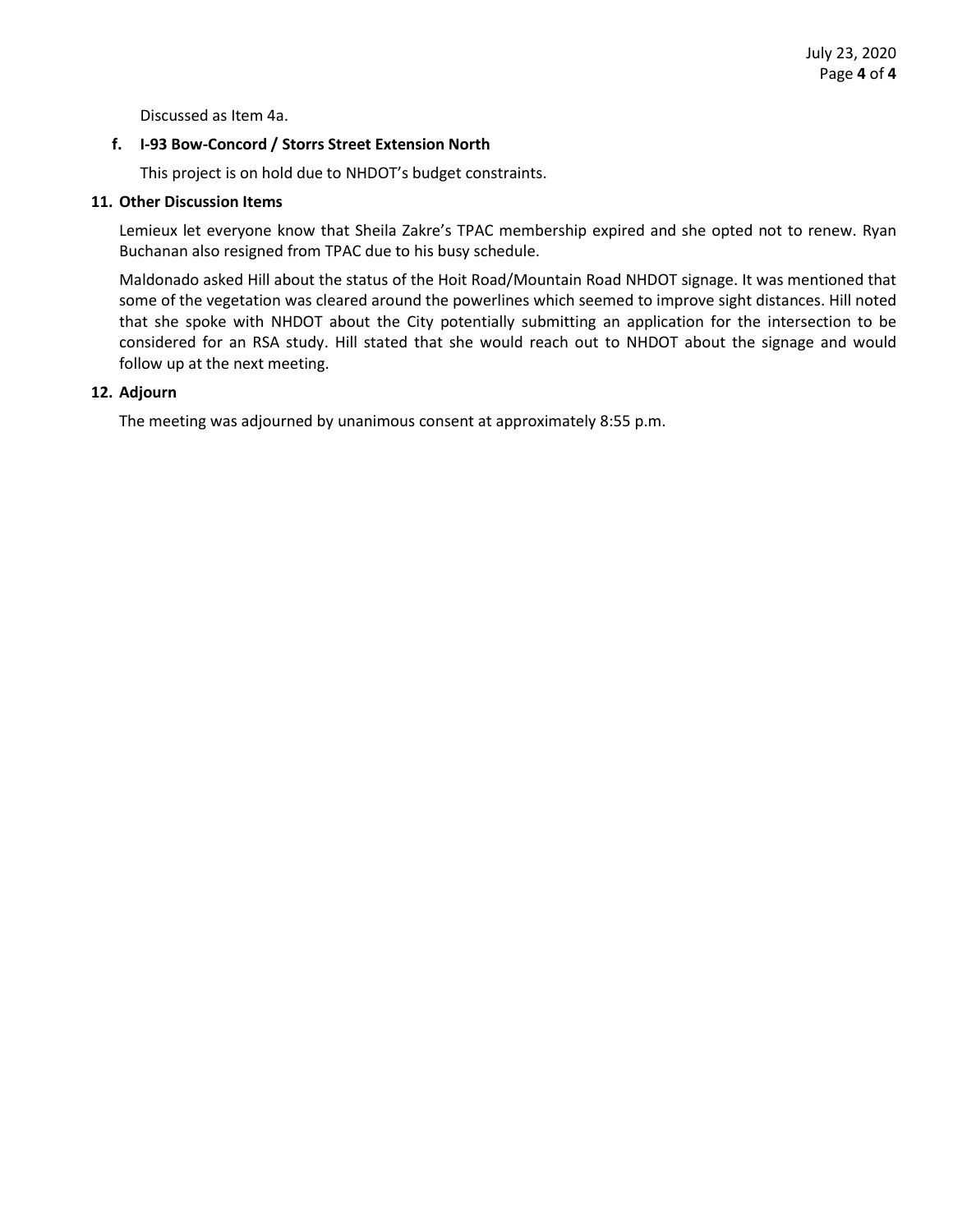Discussed as Item 4a.

**f. I-93 Bow-Concord / Storrs Street Extension North**

This project is on hold due to NHDOT's budget constraints.

## 11. Other Discussion Items

Lemieux let everyone know that Sheila Zakre's TPAC membership expired and she opted not to renew. Ryan Buchanan also resigned from TPAC due to his busy schedule.

Maldonado asked Hill about the status of the Hoit Road/Mountain Road NHDOT signage. It was mentioned that some of the vegetation was cleared around the powerlines which seemed to improve sight distances. Hill noted that she spoke with NHDOT about the City potentially submitting an application for the intersection to be considered for an RSA study. Hill stated that she would reach out to NHDOT about the signage and would follow up at the next meeting.

## 12. Adjourn

The meeting was adjourned by unanimous consent at approximately 8:55 p.m.